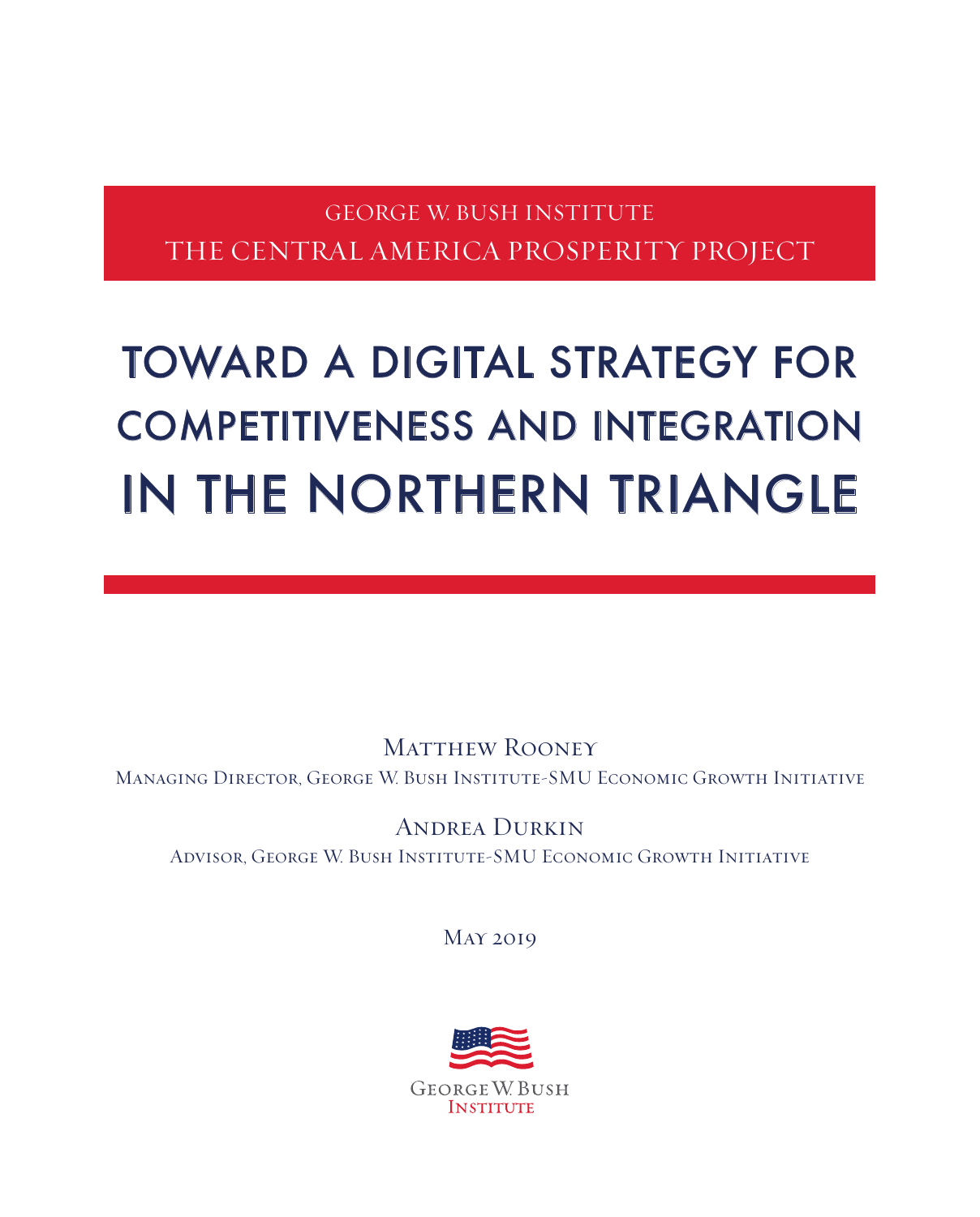GEORGE W. BUSH INSTITUTE

THE CENTRAL AMERICA PROSPERITY PROJECT

# TOWARD A DIGITAL STRATEGY FOR COMPETITIVENESS AND INTEGRATION IN THE NORTHERN TRIANGLE

Matthew Rooney

Managing Director, George W. Bush Institute-SMU Economic Growth Initiative

Andrea Durkin

Advisor, George W. Bush Institute-SMU Economic Growth Initiative

May 2019

George W. Bush Institute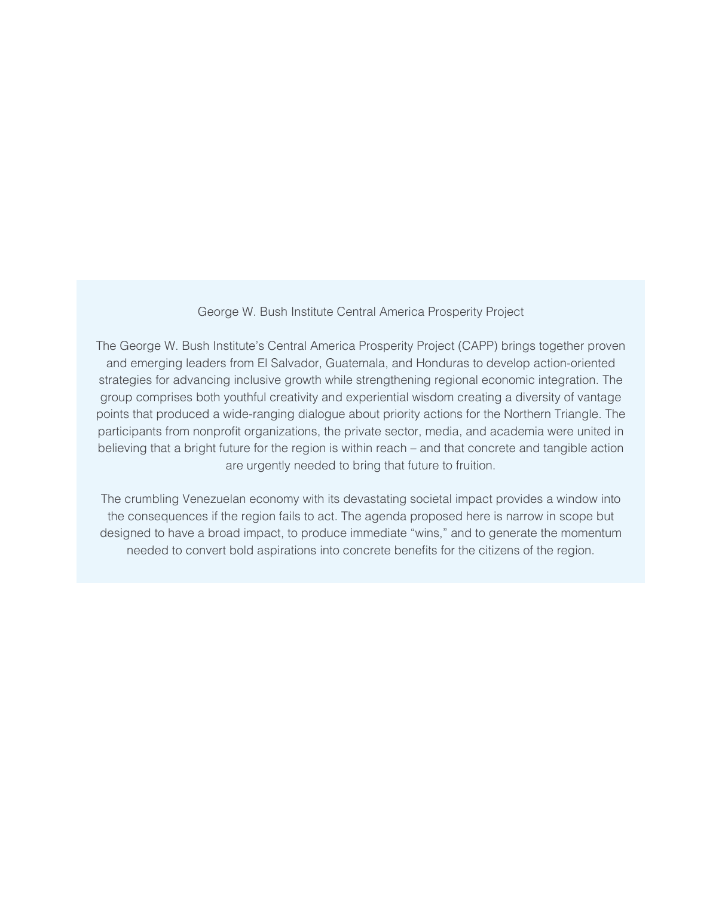## George W. Bush Institute Central America Prosperity Project

The George W. Bush Institute's Central America Prosperity Project (CAPP) brings together proven and emerging leaders from El Salvador, Guatemala, and Honduras to develop action-oriented strategies for advancing inclusive growth while strengthening regional economic integration. The group comprises both youthful creativity and experiential wisdom creating a diversity of vantage points that produced a wide-ranging dialogue about priority actions for the Northern Triangle. The participants from nonprofit organizations, the private sector, media, and academia were united in believing that a bright future for the region is within reach – and that concrete and tangible action are urgently needed to bring that future to fruition.

The crumbling Venezuelan economy with its devastating societal impact provides a window into the consequences if the region fails to act. The agenda proposed here is narrow in scope but designed to have a broad impact, to produce immediate "wins," and to generate the momentum needed to convert bold aspirations into concrete benefits for the citizens of the region.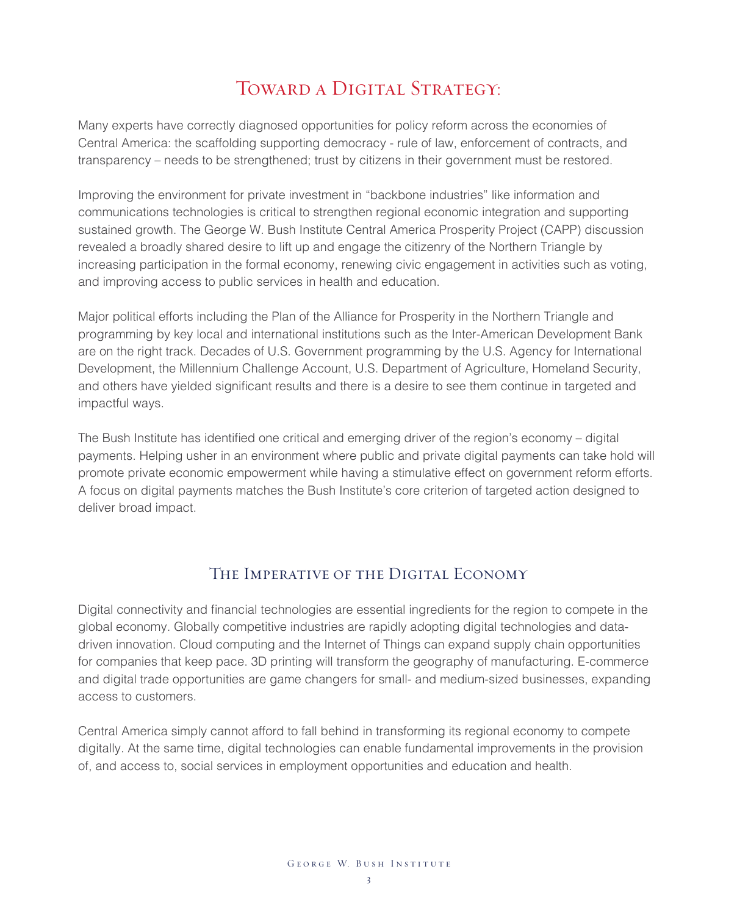## Toward a Digital Strategy:

Many experts have correctly diagnosed opportunities for policy reform across the economies of Central America: the scaffolding supporting democracy - rule of law, enforcement of contracts, and transparency – needs to be strengthened; trust by citizens in their government must be restored.

Improving the environment for private investment in "backbone industries" like information and communications technologies is critical to strengthen regional economic integration and supporting sustained growth. The George W. Bush Institute Central America Prosperity Project (CAPP) discussion revealed a broadly shared desire to lift up and engage the citizenry of the Northern Triangle by increasing participation in the formal economy, renewing civic engagement in activities such as voting, and improving access to public services in health and education.

Major political efforts including the Plan of the Alliance for Prosperity in the Northern Triangle and programming by key local and international institutions such as the Inter-American Development Bank are on the right track. Decades of U.S. Government programming by the U.S. Agency for International Development, the Millennium Challenge Account, U.S. Department of Agriculture, Homeland Security, and others have yielded significant results and there is a desire to see them continue in targeted and impactful ways.

The Bush Institute has identified one critical and emerging driver of the region's economy – digital payments. Helping usher in an environment where public and private digital payments can take hold will promote private economic empowerment while having a stimulative effect on government reform efforts. A focus on digital payments matches the Bush Institute's core criterion of targeted action designed to deliver broad impact.

## The Imperative of the Digital Economy

Digital connectivity and financial technologies are essential ingredients for the region to compete in the global economy. Globally competitive industries are rapidly adopting digital technologies and data-driven innovation. Cloud computing and the Internet of Things can expand supply chain opportunities for companies that keep pace. 3D printing will transform the geography of manufacturing. E-commerce and digital trade opportunities are game changers for small- and medium-sized businesses, expanding access to customers.

Central America simply cannot afford to fall behind in transforming its regional economy to compete digitally. At the same time, digital technologies can enable fundamental improvements in the provision of, and access to, social services in employment opportunities and education and health.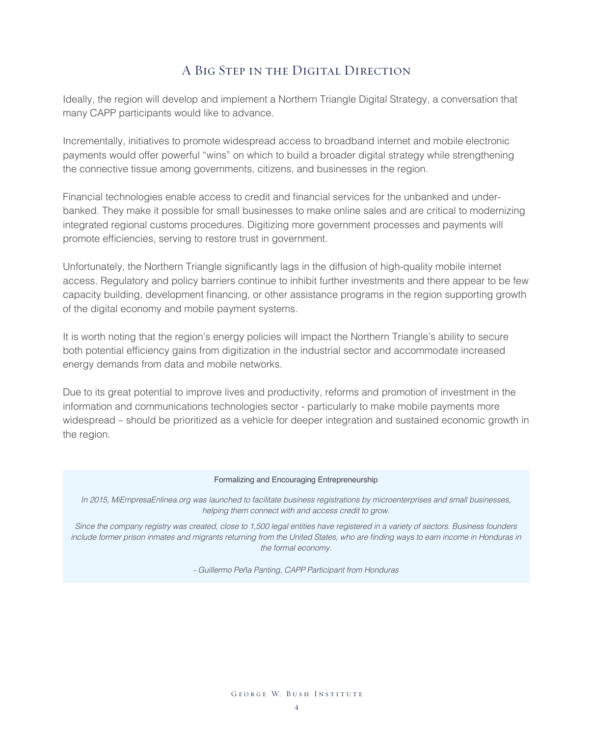## A Big Step in the Digital Direction

Ideally, the region will develop and implement a Northern Triangle Digital Strategy, a conversation that many CAPP participants would like to advance.

Incrementally, initiatives to promote widespread access to broadband internet and mobile electronic payments would offer powerful "wins" on which to build a broader digital strategy while strengthening the connective tissue among governments, citizens, and businesses in the region.

Financial technologies enable access to credit and financial services for the unbanked and under-banked. They make it possible for small businesses to make online sales and are critical to modernizing integrated regional customs procedures. Digitizing more government processes and payments will promote efficiencies, serving to restore trust in government.

Unfortunately, the Northern Triangle significantly lags in the diffusion of high-quality mobile internet access. Regulatory and policy barriers continue to inhibit further investments and there appear to be few capacity building, development financing, or other assistance programs in the region supporting growth of the digital economy and mobile payment systems.

It is worth noting that the region's energy policies will impact the Northern Triangle's ability to secure both potential efficiency gains from digitization in the industrial sector and accommodate increased energy demands from data and mobile networks.

Due to its great potential to improve lives and productivity, reforms and promotion of investment in the information and communications technologies sector - particularly to make mobile payments more widespread – should be prioritized as a vehicle for deeper integration and sustained economic growth in the region.

> Formalizing and Encouraging Entrepreneurship
>
> *In 2015, MiEmpresaEnlinea.org was launched to facilitate business registrations by microenterprises and small businesses, helping them connect with and access credit to grow.*
>
> *Since the company registry was created, close to 1,500 legal entities have registered in a variety of sectors. Business founders include former prison inmates and migrants returning from the United States, who are finding ways to earn income in Honduras in the formal economy.*
>
> *- Guillermo Peña Panting, CAPP Participant from Honduras*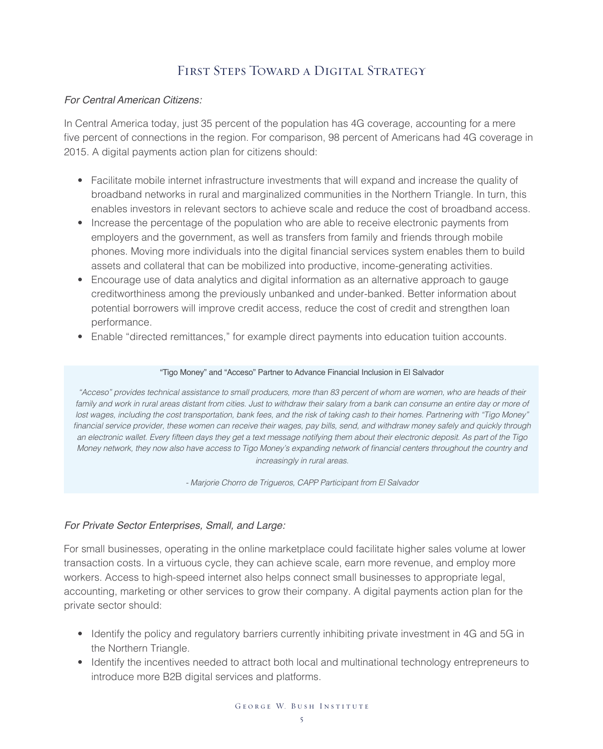# First Steps Toward a Digital Strategy

*For Central American Citizens:*

In Central America today, just 35 percent of the population has 4G coverage, accounting for a mere five percent of connections in the region. For comparison, 98 percent of Americans had 4G coverage in 2015. A digital payments action plan for citizens should:

- Facilitate mobile internet infrastructure investments that will expand and increase the quality of broadband networks in rural and marginalized communities in the Northern Triangle. In turn, this enables investors in relevant sectors to achieve scale and reduce the cost of broadband access.
- Increase the percentage of the population who are able to receive electronic payments from employers and the government, as well as transfers from family and friends through mobile phones. Moving more individuals into the digital financial services system enables them to build assets and collateral that can be mobilized into productive, income-generating activities.
- Encourage use of data analytics and digital information as an alternative approach to gauge creditworthiness among the previously unbanked and under-banked. Better information about potential borrowers will improve credit access, reduce the cost of credit and strengthen loan performance.
- Enable "directed remittances," for example direct payments into education tuition accounts.

> "Tigo Money" and "Acceso" Partner to Advance Financial Inclusion in El Salvador
>
> *"Acceso" provides technical assistance to small producers, more than 83 percent of whom are women, who are heads of their family and work in rural areas distant from cities. Just to withdraw their salary from a bank can consume an entire day or more of lost wages, including the cost transportation, bank fees, and the risk of taking cash to their homes. Partnering with "Tigo Money" financial service provider, these women can receive their wages, pay bills, send, and withdraw money safely and quickly through an electronic wallet. Every fifteen days they get a text message notifying them about their electronic deposit. As part of the Tigo Money network, they now also have access to Tigo Money's expanding network of financial centers throughout the country and increasingly in rural areas.*
>
> *- Marjorie Chorro de Trigueros, CAPP Participant from El Salvador*

*For Private Sector Enterprises, Small, and Large:*

For small businesses, operating in the online marketplace could facilitate higher sales volume at lower transaction costs. In a virtuous cycle, they can achieve scale, earn more revenue, and employ more workers. Access to high-speed internet also helps connect small businesses to appropriate legal, accounting, marketing or other services to grow their company. A digital payments action plan for the private sector should:

- Identify the policy and regulatory barriers currently inhibiting private investment in 4G and 5G in the Northern Triangle.
- Identify the incentives needed to attract both local and multinational technology entrepreneurs to introduce more B2B digital services and platforms.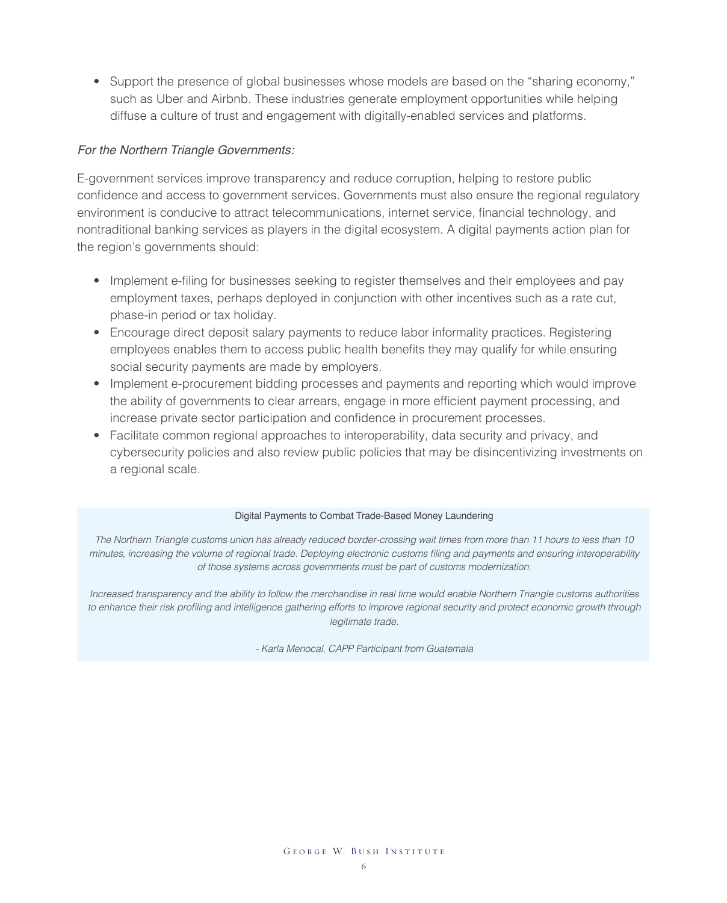- Support the presence of global businesses whose models are based on the "sharing economy," such as Uber and Airbnb. These industries generate employment opportunities while helping diffuse a culture of trust and engagement with digitally-enabled services and platforms.

*For the Northern Triangle Governments:*

E-government services improve transparency and reduce corruption, helping to restore public confidence and access to government services. Governments must also ensure the regional regulatory environment is conducive to attract telecommunications, internet service, financial technology, and nontraditional banking services as players in the digital ecosystem. A digital payments action plan for the region's governments should:

- Implement e-filing for businesses seeking to register themselves and their employees and pay employment taxes, perhaps deployed in conjunction with other incentives such as a rate cut, phase-in period or tax holiday.
- Encourage direct deposit salary payments to reduce labor informality practices. Registering employees enables them to access public health benefits they may qualify for while ensuring social security payments are made by employers.
- Implement e-procurement bidding processes and payments and reporting which would improve the ability of governments to clear arrears, engage in more efficient payment processing, and increase private sector participation and confidence in procurement processes.
- Facilitate common regional approaches to interoperability, data security and privacy, and cybersecurity policies and also review public policies that may be disincentivizing investments on a regional scale.

> Digital Payments to Combat Trade-Based Money Laundering
>
> *The Northern Triangle customs union has already reduced border-crossing wait times from more than 11 hours to less than 10 minutes, increasing the volume of regional trade. Deploying electronic customs filing and payments and ensuring interoperability of those systems across governments must be part of customs modernization.*
>
> *Increased transparency and the ability to follow the merchandise in real time would enable Northern Triangle customs authorities to enhance their risk profiling and intelligence gathering efforts to improve regional security and protect economic growth through legitimate trade.*
>
> *- Karla Menocal, CAPP Participant from Guatemala*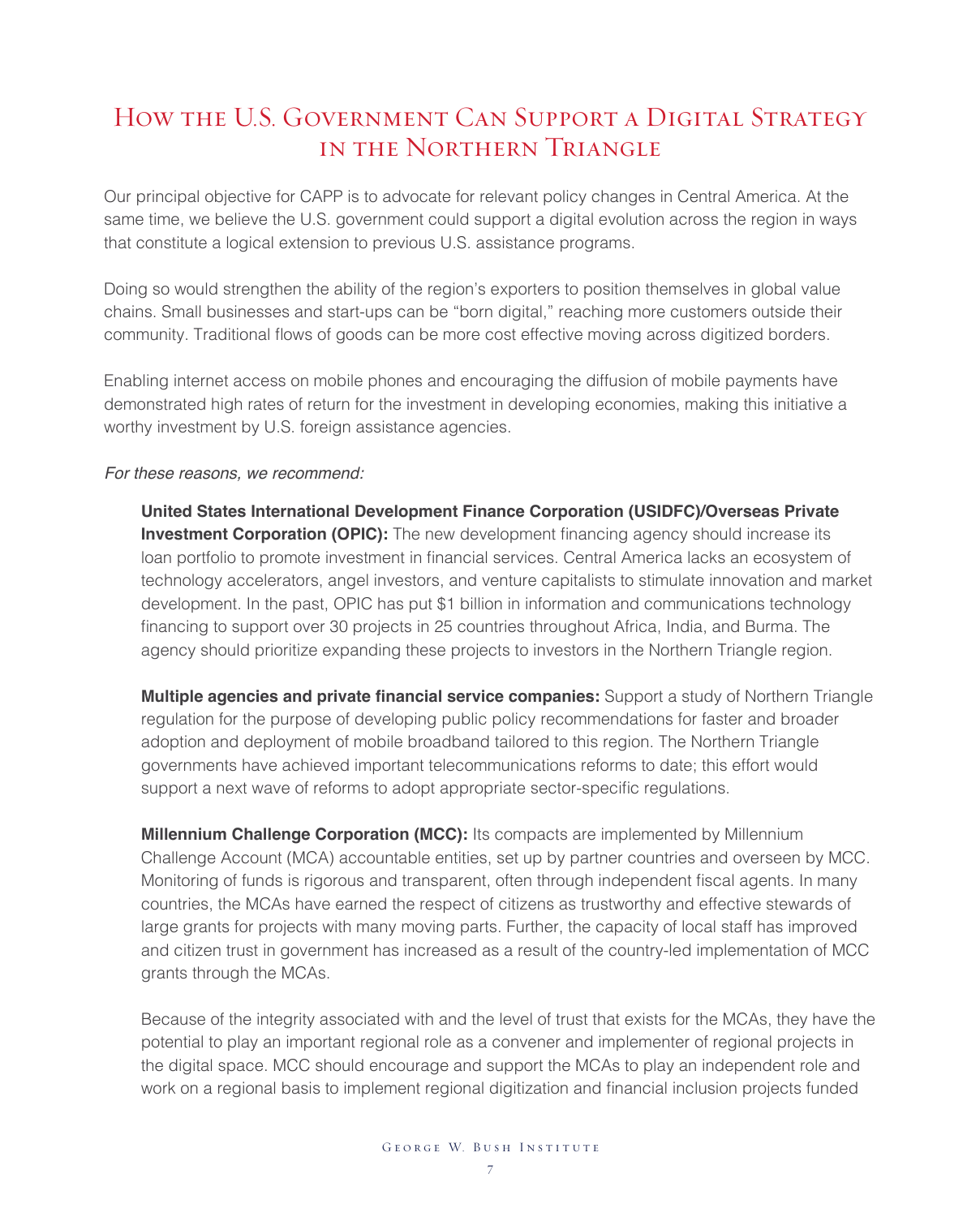# How the U.S. Government Can Support a Digital Strategy in the Northern Triangle

Our principal objective for CAPP is to advocate for relevant policy changes in Central America. At the same time, we believe the U.S. government could support a digital evolution across the region in ways that constitute a logical extension to previous U.S. assistance programs.

Doing so would strengthen the ability of the region's exporters to position themselves in global value chains. Small businesses and start-ups can be "born digital," reaching more customers outside their community. Traditional flows of goods can be more cost effective moving across digitized borders.

Enabling internet access on mobile phones and encouraging the diffusion of mobile payments have demonstrated high rates of return for the investment in developing economies, making this initiative a worthy investment by U.S. foreign assistance agencies.

*For these reasons, we recommend:*

**United States International Development Finance Corporation (USIDFC)/Overseas Private Investment Corporation (OPIC):** The new development financing agency should increase its loan portfolio to promote investment in financial services. Central America lacks an ecosystem of technology accelerators, angel investors, and venture capitalists to stimulate innovation and market development. In the past, OPIC has put $1 billion in information and communications technology financing to support over 30 projects in 25 countries throughout Africa, India, and Burma. The agency should prioritize expanding these projects to investors in the Northern Triangle region.

**Multiple agencies and private financial service companies:** Support a study of Northern Triangle regulation for the purpose of developing public policy recommendations for faster and broader adoption and deployment of mobile broadband tailored to this region. The Northern Triangle governments have achieved important telecommunications reforms to date; this effort would support a next wave of reforms to adopt appropriate sector-specific regulations.

**Millennium Challenge Corporation (MCC):** Its compacts are implemented by Millennium Challenge Account (MCA) accountable entities, set up by partner countries and overseen by MCC. Monitoring of funds is rigorous and transparent, often through independent fiscal agents. In many countries, the MCAs have earned the respect of citizens as trustworthy and effective stewards of large grants for projects with many moving parts. Further, the capacity of local staff has improved and citizen trust in government has increased as a result of the country-led implementation of MCC grants through the MCAs.

Because of the integrity associated with and the level of trust that exists for the MCAs, they have the potential to play an important regional role as a convener and implementer of regional projects in the digital space. MCC should encourage and support the MCAs to play an independent role and work on a regional basis to implement regional digitization and financial inclusion projects funded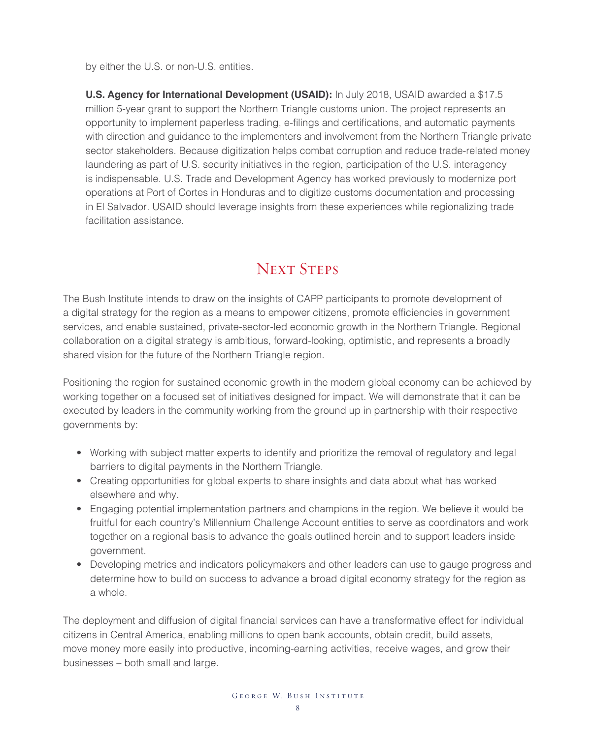by either the U.S. or non-U.S. entities.

**U.S. Agency for International Development (USAID):** In July 2018, USAID awarded a $17.5 million 5-year grant to support the Northern Triangle customs union. The project represents an opportunity to implement paperless trading, e-filings and certifications, and automatic payments with direction and guidance to the implementers and involvement from the Northern Triangle private sector stakeholders. Because digitization helps combat corruption and reduce trade-related money laundering as part of U.S. security initiatives in the region, participation of the U.S. interagency is indispensable. U.S. Trade and Development Agency has worked previously to modernize port operations at Port of Cortes in Honduras and to digitize customs documentation and processing in El Salvador. USAID should leverage insights from these experiences while regionalizing trade facilitation assistance.

## Next Steps

The Bush Institute intends to draw on the insights of CAPP participants to promote development of a digital strategy for the region as a means to empower citizens, promote efficiencies in government services, and enable sustained, private-sector-led economic growth in the Northern Triangle. Regional collaboration on a digital strategy is ambitious, forward-looking, optimistic, and represents a broadly shared vision for the future of the Northern Triangle region.

Positioning the region for sustained economic growth in the modern global economy can be achieved by working together on a focused set of initiatives designed for impact. We will demonstrate that it can be executed by leaders in the community working from the ground up in partnership with their respective governments by:

- Working with subject matter experts to identify and prioritize the removal of regulatory and legal barriers to digital payments in the Northern Triangle.
- Creating opportunities for global experts to share insights and data about what has worked elsewhere and why.
- Engaging potential implementation partners and champions in the region. We believe it would be fruitful for each country's Millennium Challenge Account entities to serve as coordinators and work together on a regional basis to advance the goals outlined herein and to support leaders inside government.
- Developing metrics and indicators policymakers and other leaders can use to gauge progress and determine how to build on success to advance a broad digital economy strategy for the region as a whole.

The deployment and diffusion of digital financial services can have a transformative effect for individual citizens in Central America, enabling millions to open bank accounts, obtain credit, build assets, move money more easily into productive, incoming-earning activities, receive wages, and grow their businesses – both small and large.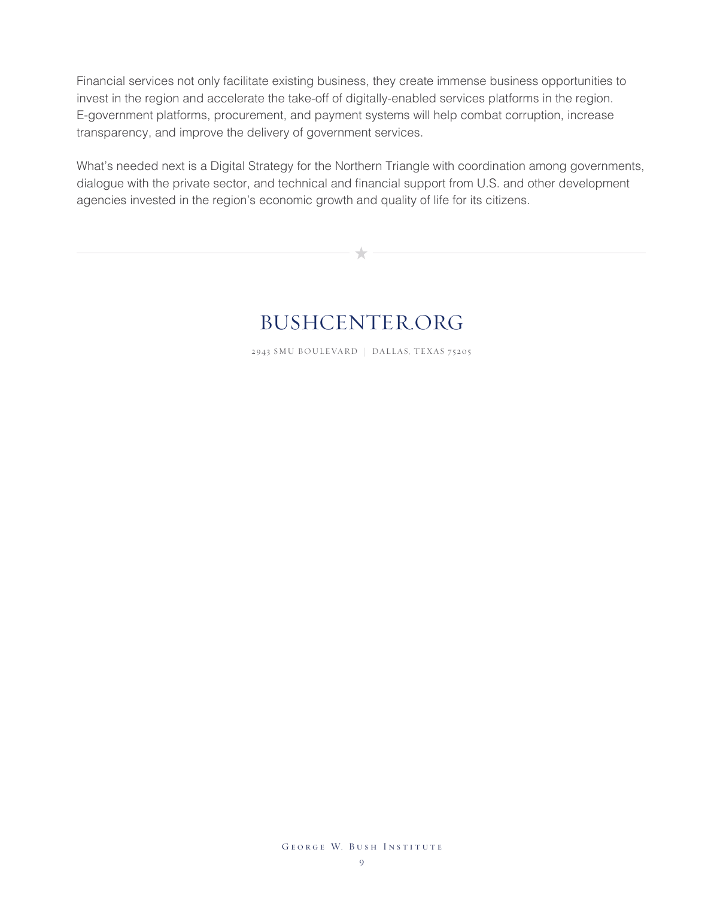Financial services not only facilitate existing business, they create immense business opportunities to invest in the region and accelerate the take-off of digitally-enabled services platforms in the region. E-government platforms, procurement, and payment systems will help combat corruption, increase transparency, and improve the delivery of government services.

What's needed next is a Digital Strategy for the Northern Triangle with coordination among governments, dialogue with the private sector, and technical and financial support from U.S. and other development agencies invested in the region's economic growth and quality of life for its citizens.

---

BUSHCENTER.ORG

2943 SMU BOULEVARD | DALLAS, TEXAS 75205